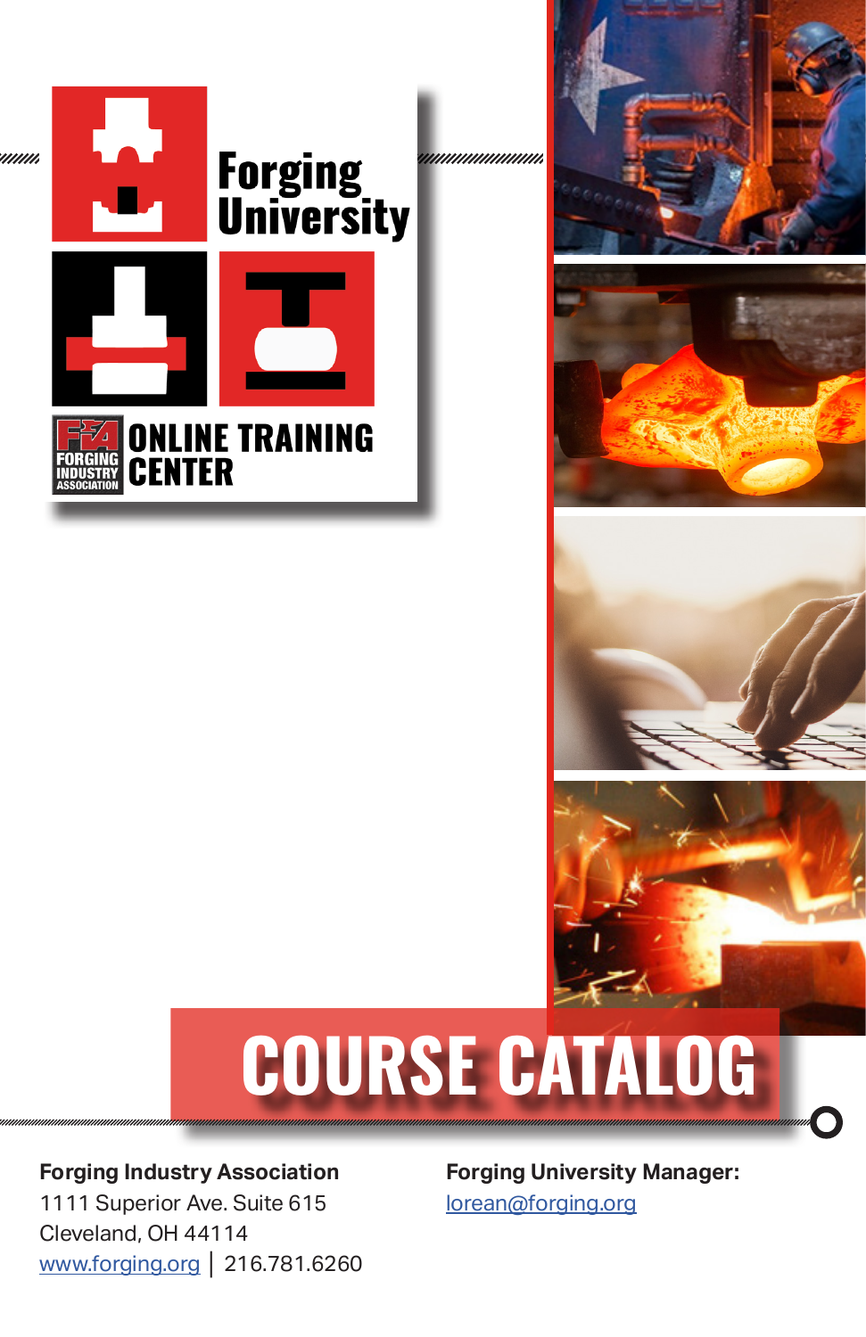# Forging University

**FORGING INDUSTRY ASSOCIATION**

## ONLINE TRAINING CENTER

# COURSE CATALOG

**Forging Industry Association**
1111 Superior Ave. Suite 615
Cleveland, OH 44114
www.forging.org | 216.781.6260

**Forging University Manager:**
lorean@forging.org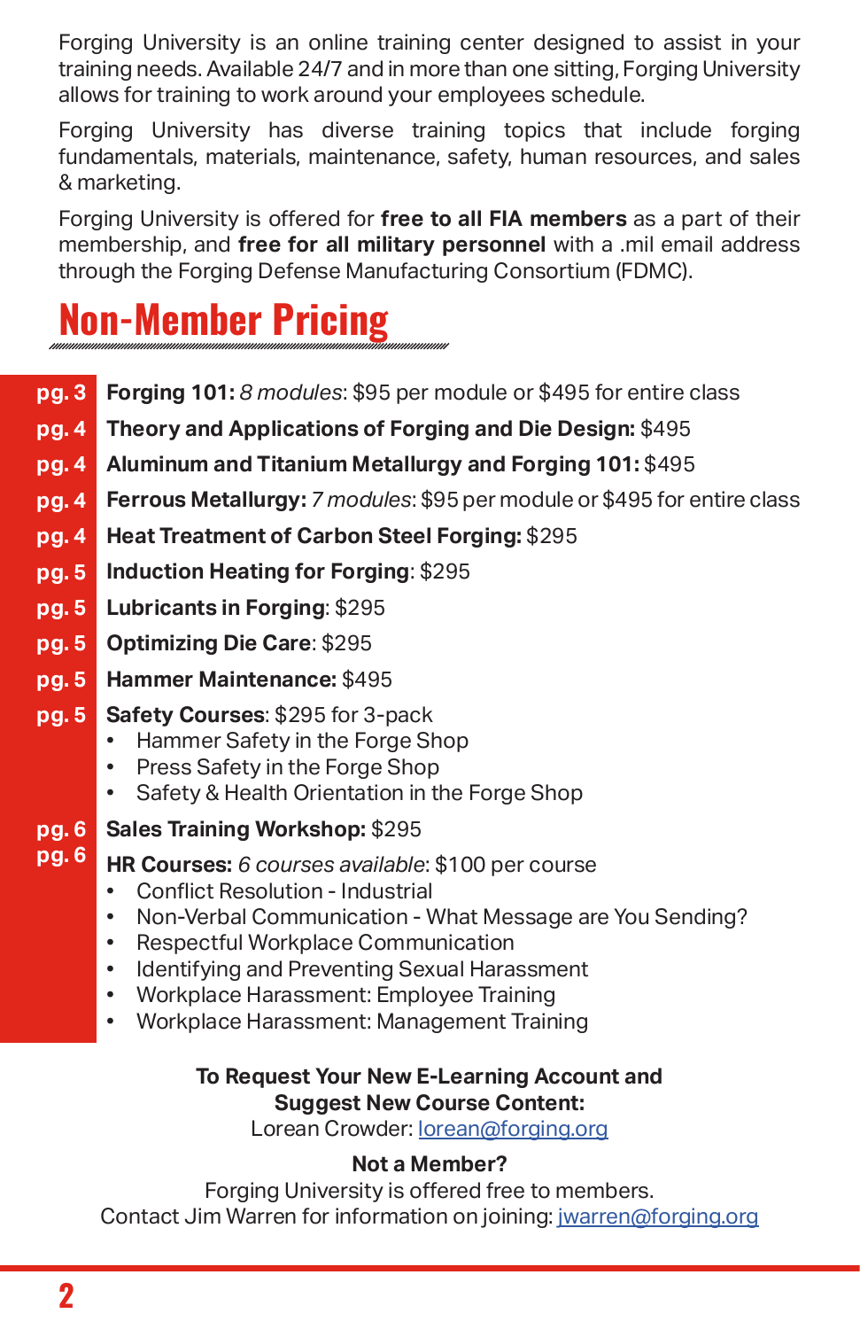Forging University is an online training center designed to assist in your training needs. Available 24/7 and in more than one sitting, Forging University allows for training to work around your employees schedule.

Forging University has diverse training topics that include forging fundamentals, materials, maintenance, safety, human resources, and sales & marketing.

Forging University is offered for **free to all FIA members** as a part of their membership, and **free for all military personnel** with a .mil email address through the Forging Defense Manufacturing Consortium (FDMC).

## Non-Member Pricing

**pg. 3** **Forging 101:** *8 modules*: $95 per module or $495 for entire class

**pg. 4** **Theory and Applications of Forging and Die Design:** $495

**pg. 4** **Aluminum and Titanium Metallurgy and Forging 101:** $495

**pg. 4** **Ferrous Metallurgy:** *7 modules*: $95 per module or $495 for entire class

**pg. 4** **Heat Treatment of Carbon Steel Forging:** $295

**pg. 5** **Induction Heating for Forging**: $295

**pg. 5** **Lubricants in Forging**: $295

**pg. 5** **Optimizing Die Care**: $295

**pg. 5** **Hammer Maintenance:** $495

**pg. 5** **Safety Courses**: $295 for 3-pack

- Hammer Safety in the Forge Shop
- Press Safety in the Forge Shop
- Safety & Health Orientation in the Forge Shop

**pg. 6** **Sales Training Workshop:** $295

**pg. 6** **HR Courses:** *6 courses available*: $100 per course

- Conflict Resolution - Industrial
- Non-Verbal Communication - What Message are You Sending?
- Respectful Workplace Communication
- Identifying and Preventing Sexual Harassment
- Workplace Harassment: Employee Training
- Workplace Harassment: Management Training

**To Request Your New E-Learning Account and Suggest New Course Content:**
Lorean Crowder: lorean@forging.org

**Not a Member?**
Forging University is offered free to members.
Contact Jim Warren for information on joining: jwarren@forging.org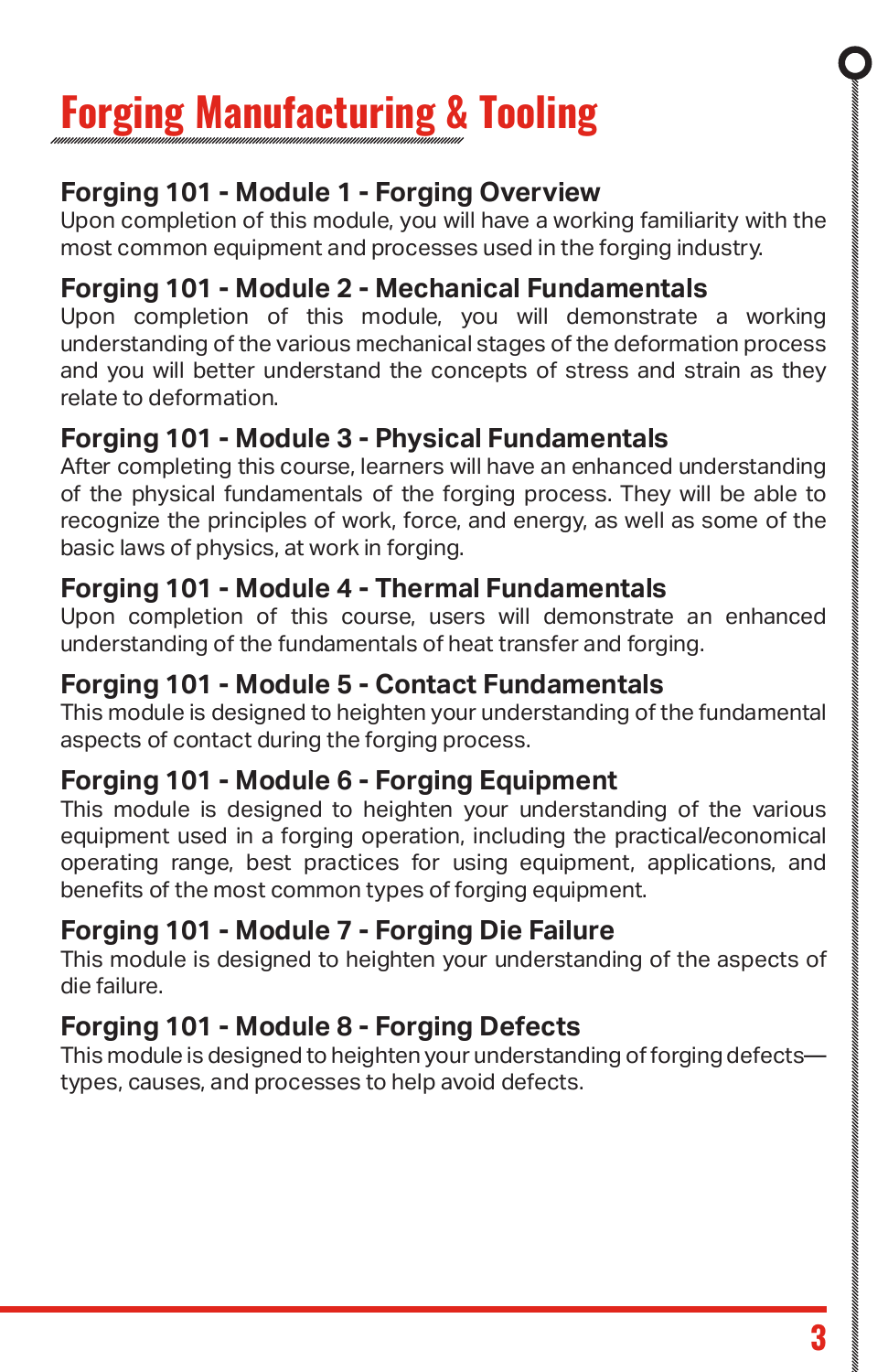# Forging Manufacturing & Tooling

## Forging 101 - Module 1 - Forging Overview

Upon completion of this module, you will have a working familiarity with the most common equipment and processes used in the forging industry.

## Forging 101 - Module 2 - Mechanical Fundamentals

Upon completion of this module, you will demonstrate a working understanding of the various mechanical stages of the deformation process and you will better understand the concepts of stress and strain as they relate to deformation.

## Forging 101 - Module 3 - Physical Fundamentals

After completing this course, learners will have an enhanced understanding of the physical fundamentals of the forging process. They will be able to recognize the principles of work, force, and energy, as well as some of the basic laws of physics, at work in forging.

## Forging 101 - Module 4 - Thermal Fundamentals

Upon completion of this course, users will demonstrate an enhanced understanding of the fundamentals of heat transfer and forging.

## Forging 101 - Module 5 - Contact Fundamentals

This module is designed to heighten your understanding of the fundamental aspects of contact during the forging process.

## Forging 101 - Module 6 - Forging Equipment

This module is designed to heighten your understanding of the various equipment used in a forging operation, including the practical/economical operating range, best practices for using equipment, applications, and benefits of the most common types of forging equipment.

## Forging 101 - Module 7 - Forging Die Failure

This module is designed to heighten your understanding of the aspects of die failure.

## Forging 101 - Module 8 - Forging Defects

This module is designed to heighten your understanding of forging defects—types, causes, and processes to help avoid defects.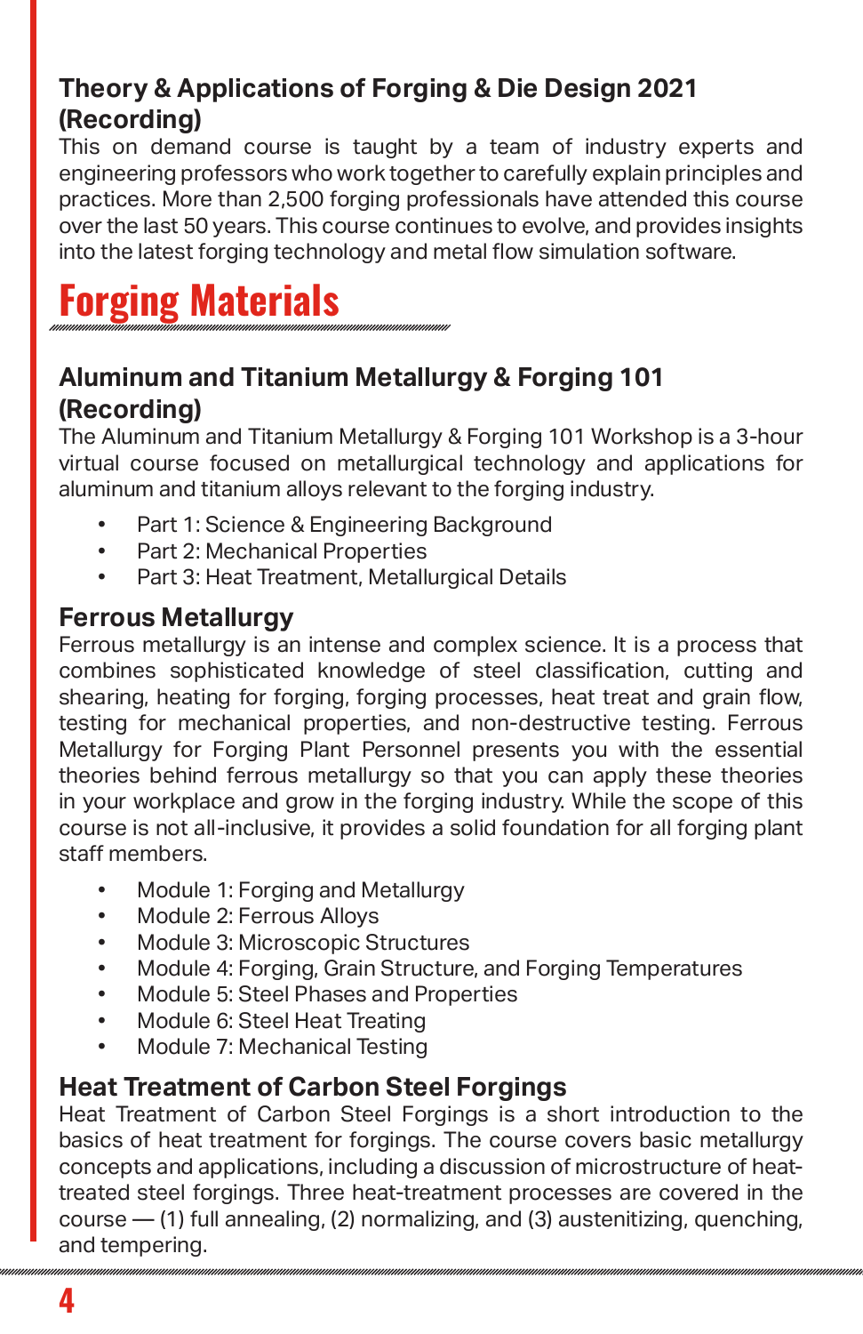### Theory & Applications of Forging & Die Design 2021 (Recording)

This on demand course is taught by a team of industry experts and engineering professors who work together to carefully explain principles and practices. More than 2,500 forging professionals have attended this course over the last 50 years. This course continues to evolve, and provides insights into the latest forging technology and metal flow simulation software.

# Forging Materials

### Aluminum and Titanium Metallurgy & Forging 101 (Recording)

The Aluminum and Titanium Metallurgy & Forging 101 Workshop is a 3-hour virtual course focused on metallurgical technology and applications for aluminum and titanium alloys relevant to the forging industry.

- Part 1: Science & Engineering Background
- Part 2: Mechanical Properties
- Part 3: Heat Treatment, Metallurgical Details

### Ferrous Metallurgy

Ferrous metallurgy is an intense and complex science. It is a process that combines sophisticated knowledge of steel classification, cutting and shearing, heating for forging, forging processes, heat treat and grain flow, testing for mechanical properties, and non-destructive testing. Ferrous Metallurgy for Forging Plant Personnel presents you with the essential theories behind ferrous metallurgy so that you can apply these theories in your workplace and grow in the forging industry. While the scope of this course is not all-inclusive, it provides a solid foundation for all forging plant staff members.

- Module 1: Forging and Metallurgy
- Module 2: Ferrous Alloys
- Module 3: Microscopic Structures
- Module 4: Forging, Grain Structure, and Forging Temperatures
- Module 5: Steel Phases and Properties
- Module 6: Steel Heat Treating
- Module 7: Mechanical Testing

### Heat Treatment of Carbon Steel Forgings

Heat Treatment of Carbon Steel Forgings is a short introduction to the basics of heat treatment for forgings. The course covers basic metallurgy concepts and applications, including a discussion of microstructure of heat-treated steel forgings. Three heat-treatment processes are covered in the course — (1) full annealing, (2) normalizing, and (3) austenitizing, quenching, and tempering.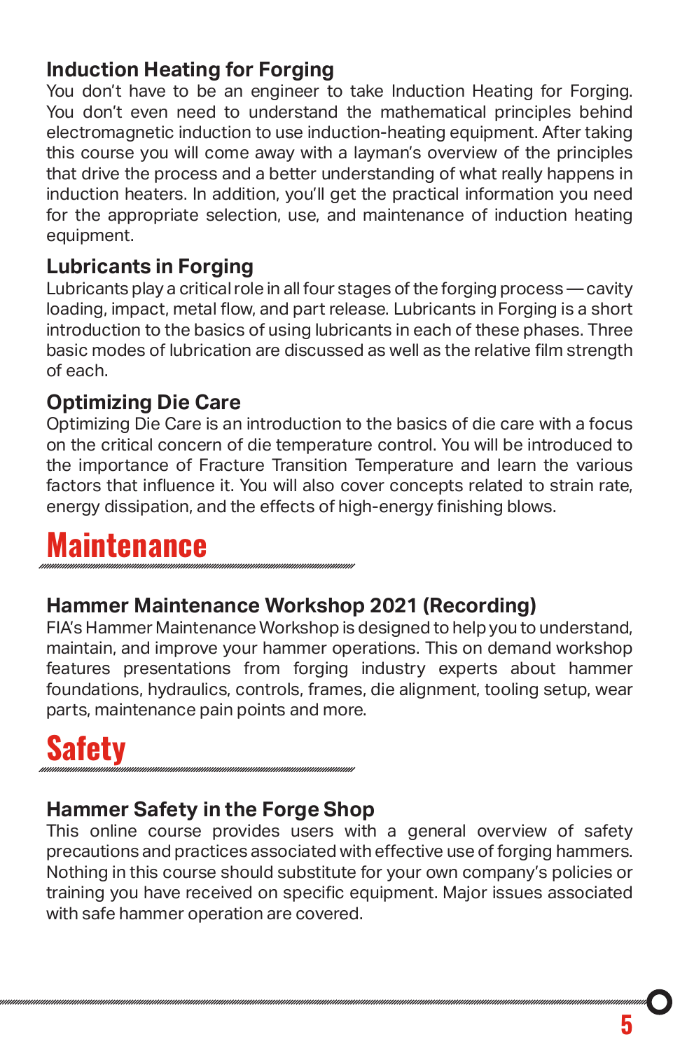### Induction Heating for Forging

You don't have to be an engineer to take Induction Heating for Forging. You don't even need to understand the mathematical principles behind electromagnetic induction to use induction-heating equipment. After taking this course you will come away with a layman's overview of the principles that drive the process and a better understanding of what really happens in induction heaters. In addition, you'll get the practical information you need for the appropriate selection, use, and maintenance of induction heating equipment.

### Lubricants in Forging

Lubricants play a critical role in all four stages of the forging process — cavity loading, impact, metal flow, and part release. Lubricants in Forging is a short introduction to the basics of using lubricants in each of these phases. Three basic modes of lubrication are discussed as well as the relative film strength of each.

### Optimizing Die Care

Optimizing Die Care is an introduction to the basics of die care with a focus on the critical concern of die temperature control. You will be introduced to the importance of Fracture Transition Temperature and learn the various factors that influence it. You will also cover concepts related to strain rate, energy dissipation, and the effects of high-energy finishing blows.

## Maintenance

### Hammer Maintenance Workshop 2021 (Recording)

FIA's Hammer Maintenance Workshop is designed to help you to understand, maintain, and improve your hammer operations. This on demand workshop features presentations from forging industry experts about hammer foundations, hydraulics, controls, frames, die alignment, tooling setup, wear parts, maintenance pain points and more.

## Safety

### Hammer Safety in the Forge Shop

This online course provides users with a general overview of safety precautions and practices associated with effective use of forging hammers. Nothing in this course should substitute for your own company's policies or training you have received on specific equipment. Major issues associated with safe hammer operation are covered.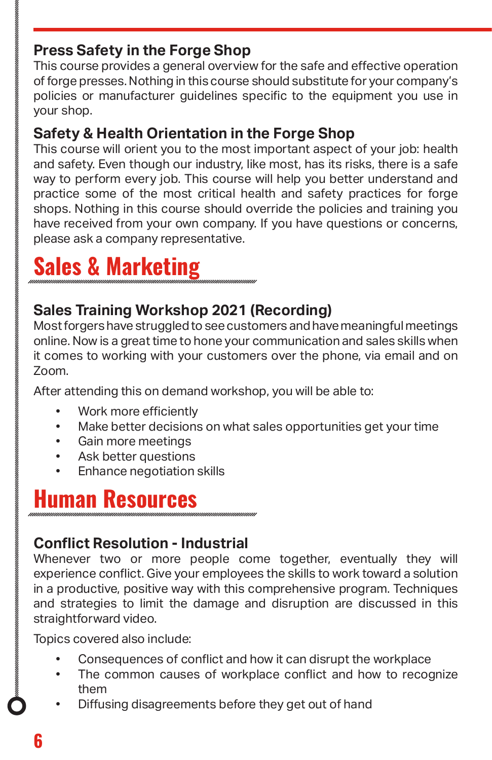### Press Safety in the Forge Shop

This course provides a general overview for the safe and effective operation of forge presses. Nothing in this course should substitute for your company's policies or manufacturer guidelines specific to the equipment you use in your shop.

### Safety & Health Orientation in the Forge Shop

This course will orient you to the most important aspect of your job: health and safety. Even though our industry, like most, has its risks, there is a safe way to perform every job. This course will help you better understand and practice some of the most critical health and safety practices for forge shops. Nothing in this course should override the policies and training you have received from your own company. If you have questions or concerns, please ask a company representative.

## Sales & Marketing

### Sales Training Workshop 2021 (Recording)

Most forgers have struggled to see customers and have meaningful meetings online. Now is a great time to hone your communication and sales skills when it comes to working with your customers over the phone, via email and on Zoom.

After attending this on demand workshop, you will be able to:

- Work more efficiently
- Make better decisions on what sales opportunities get your time
- Gain more meetings
- Ask better questions
- Enhance negotiation skills

## Human Resources

### Conflict Resolution - Industrial

Whenever two or more people come together, eventually they will experience conflict. Give your employees the skills to work toward a solution in a productive, positive way with this comprehensive program. Techniques and strategies to limit the damage and disruption are discussed in this straightforward video.

Topics covered also include:

- Consequences of conflict and how it can disrupt the workplace
- The common causes of workplace conflict and how to recognize them
- Diffusing disagreements before they get out of hand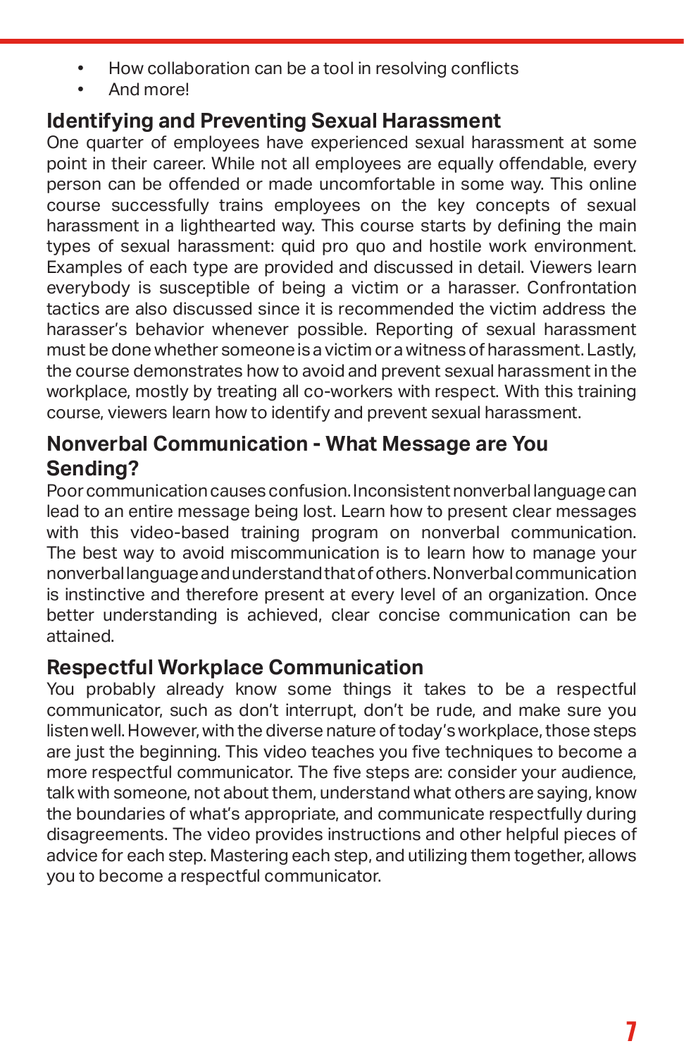- How collaboration can be a tool in resolving conflicts
- And more!

## Identifying and Preventing Sexual Harassment

One quarter of employees have experienced sexual harassment at some point in their career. While not all employees are equally offendable, every person can be offended or made uncomfortable in some way. This online course successfully trains employees on the key concepts of sexual harassment in a lighthearted way. This course starts by defining the main types of sexual harassment: quid pro quo and hostile work environment. Examples of each type are provided and discussed in detail. Viewers learn everybody is susceptible of being a victim or a harasser. Confrontation tactics are also discussed since it is recommended the victim address the harasser's behavior whenever possible. Reporting of sexual harassment must be done whether someone is a victim or a witness of harassment. Lastly, the course demonstrates how to avoid and prevent sexual harassment in the workplace, mostly by treating all co-workers with respect. With this training course, viewers learn how to identify and prevent sexual harassment.

## Nonverbal Communication - What Message are You Sending?

Poor communication causes confusion. Inconsistent nonverbal language can lead to an entire message being lost. Learn how to present clear messages with this video-based training program on nonverbal communication. The best way to avoid miscommunication is to learn how to manage your nonverbal language and understand that of others. Nonverbal communication is instinctive and therefore present at every level of an organization. Once better understanding is achieved, clear concise communication can be attained.

## Respectful Workplace Communication

You probably already know some things it takes to be a respectful communicator, such as don't interrupt, don't be rude, and make sure you listen well. However, with the diverse nature of today's workplace, those steps are just the beginning. This video teaches you five techniques to become a more respectful communicator. The five steps are: consider your audience, talk with someone, not about them, understand what others are saying, know the boundaries of what's appropriate, and communicate respectfully during disagreements. The video provides instructions and other helpful pieces of advice for each step. Mastering each step, and utilizing them together, allows you to become a respectful communicator.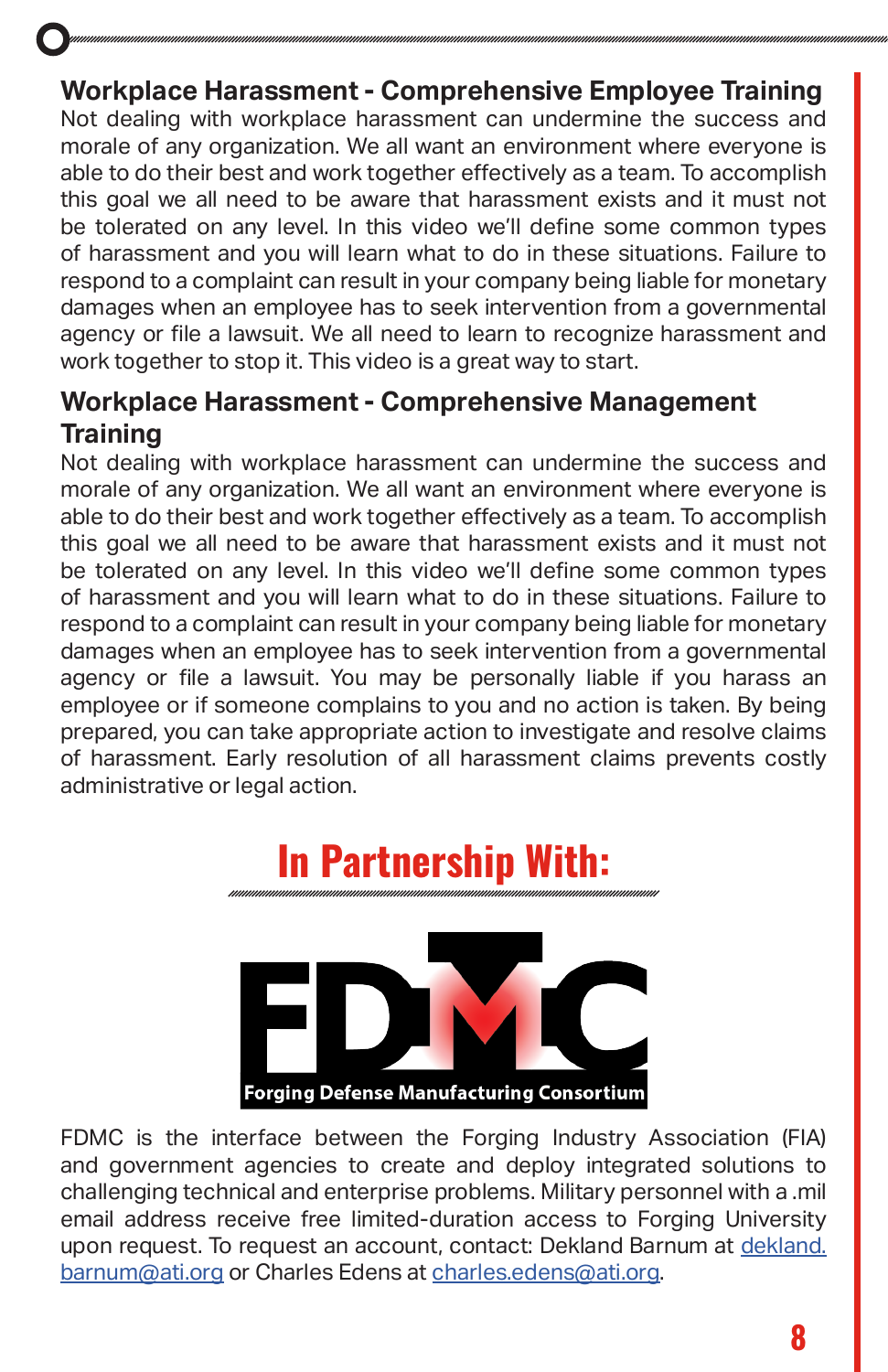## Workplace Harassment - Comprehensive Employee Training

Not dealing with workplace harassment can undermine the success and morale of any organization. We all want an environment where everyone is able to do their best and work together effectively as a team. To accomplish this goal we all need to be aware that harassment exists and it must not be tolerated on any level. In this video we'll define some common types of harassment and you will learn what to do in these situations. Failure to respond to a complaint can result in your company being liable for monetary damages when an employee has to seek intervention from a governmental agency or file a lawsuit. We all need to learn to recognize harassment and work together to stop it. This video is a great way to start.

## Workplace Harassment - Comprehensive Management Training

Not dealing with workplace harassment can undermine the success and morale of any organization. We all want an environment where everyone is able to do their best and work together effectively as a team. To accomplish this goal we all need to be aware that harassment exists and it must not be tolerated on any level. In this video we'll define some common types of harassment and you will learn what to do in these situations. Failure to respond to a complaint can result in your company being liable for monetary damages when an employee has to seek intervention from a governmental agency or file a lawsuit. You may be personally liable if you harass an employee or if someone complains to you and no action is taken. By being prepared, you can take appropriate action to investigate and resolve claims of harassment. Early resolution of all harassment claims prevents costly administrative or legal action.

# In Partnership With:

FDMC

Forging Defense Manufacturing Consortium

FDMC is the interface between the Forging Industry Association (FIA) and government agencies to create and deploy integrated solutions to challenging technical and enterprise problems. Military personnel with a .mil email address receive free limited-duration access to Forging University upon request. To request an account, contact: Dekland Barnum at dekland.barnum@ati.org or Charles Edens at charles.edens@ati.org.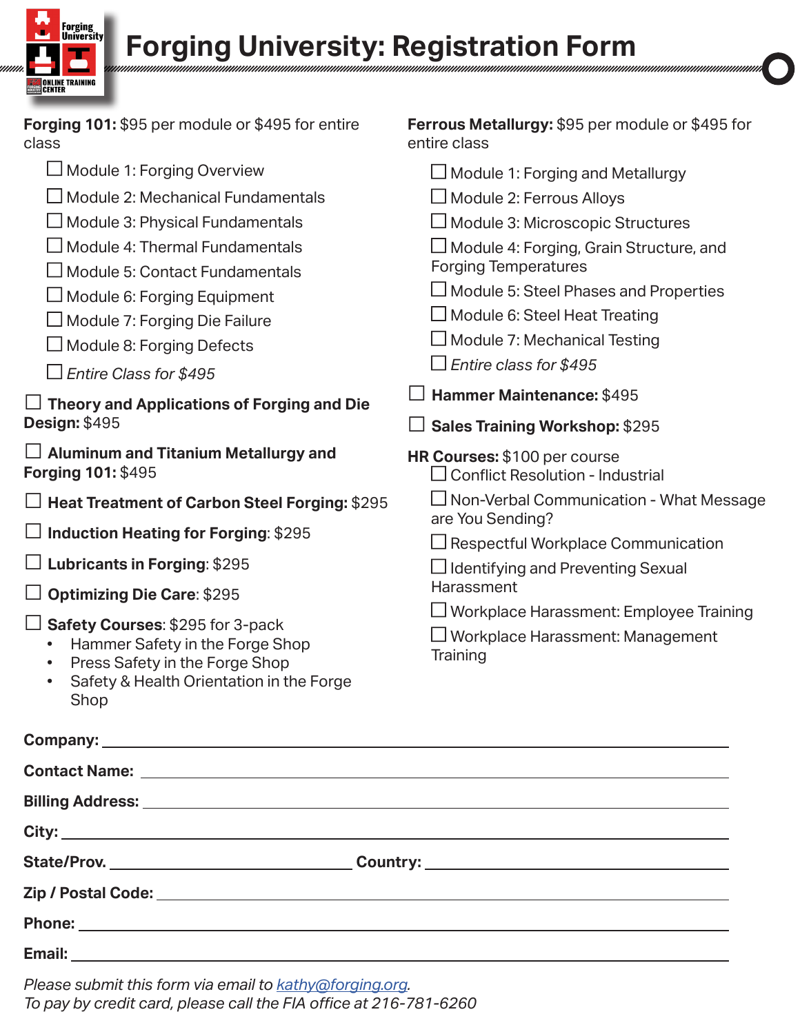# Forging University: Registration Form

**Forging 101:** $95 per module or $495 for entire class

- ☐ Module 1: Forging Overview
- ☐ Module 2: Mechanical Fundamentals
- ☐ Module 3: Physical Fundamentals
- ☐ Module 4: Thermal Fundamentals
- ☐ Module 5: Contact Fundamentals
- ☐ Module 6: Forging Equipment
- ☐ Module 7: Forging Die Failure
- ☐ Module 8: Forging Defects
- ☐ *Entire Class for $495*

☐ **Theory and Applications of Forging and Die Design:** $495

☐ **Aluminum and Titanium Metallurgy and Forging 101:** $495

☐ **Heat Treatment of Carbon Steel Forging:** $295

☐ **Induction Heating for Forging**: $295

☐ **Lubricants in Forging**: $295

☐ **Optimizing Die Care**: $295

☐ **Safety Courses**: $295 for 3-pack

- Hammer Safety in the Forge Shop
- Press Safety in the Forge Shop
- Safety & Health Orientation in the Forge Shop

**Ferrous Metallurgy:** $95 per module or $495 for entire class

- ☐ Module 1: Forging and Metallurgy
- ☐ Module 2: Ferrous Alloys
- ☐ Module 3: Microscopic Structures
- ☐ Module 4: Forging, Grain Structure, and Forging Temperatures
- ☐ Module 5: Steel Phases and Properties
- ☐ Module 6: Steel Heat Treating
- ☐ Module 7: Mechanical Testing
- ☐ *Entire class for $495*

☐ **Hammer Maintenance:** $495

☐ **Sales Training Workshop:** $295

**HR Courses:** $100 per course

- ☐ Conflict Resolution - Industrial
- ☐ Non-Verbal Communication - What Message are You Sending?
- ☐ Respectful Workplace Communication
- ☐ Identifying and Preventing Sexual Harassment
- ☐ Workplace Harassment: Employee Training
- ☐ Workplace Harassment: Management Training

**Company:** ______________________________

**Contact Name:** ______________________________

**Billing Address:** ______________________________

**City:** ______________________________

**State/Prov.** ______________ **Country:** ______________

**Zip / Postal Code:** ______________________________

**Phone:** ______________________________

**Email:** ______________________________

*Please submit this form via email to kathy@forging.org.*
*To pay by credit card, please call the FIA office at 216-781-6260*